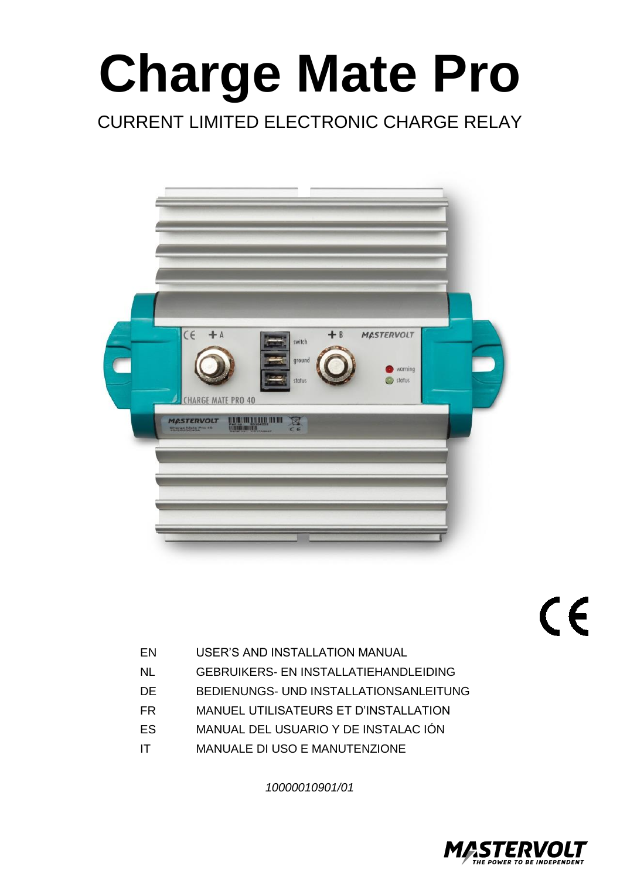# Charge Mate Pro

CURRENT LIMITED ELECTRONIC CHARGE RELAY

| | |
|---|---|
| EN | USER'S AND INSTALLATION MANUAL |
| NL | GEBRUIKERS- EN INSTALLATIEHANDLEIDING |
| DE | BEDIENUNGS- UND INSTALLATIONSANLEITUNG |
| FR | MANUEL UTILISATEURS ET D'INSTALLATION |
| ES | MANUAL DEL USUARIO Y DE INSTALAC IÓN |
| IT | MANUALE DI USO E MANUTENZIONE |

*10000010901/01*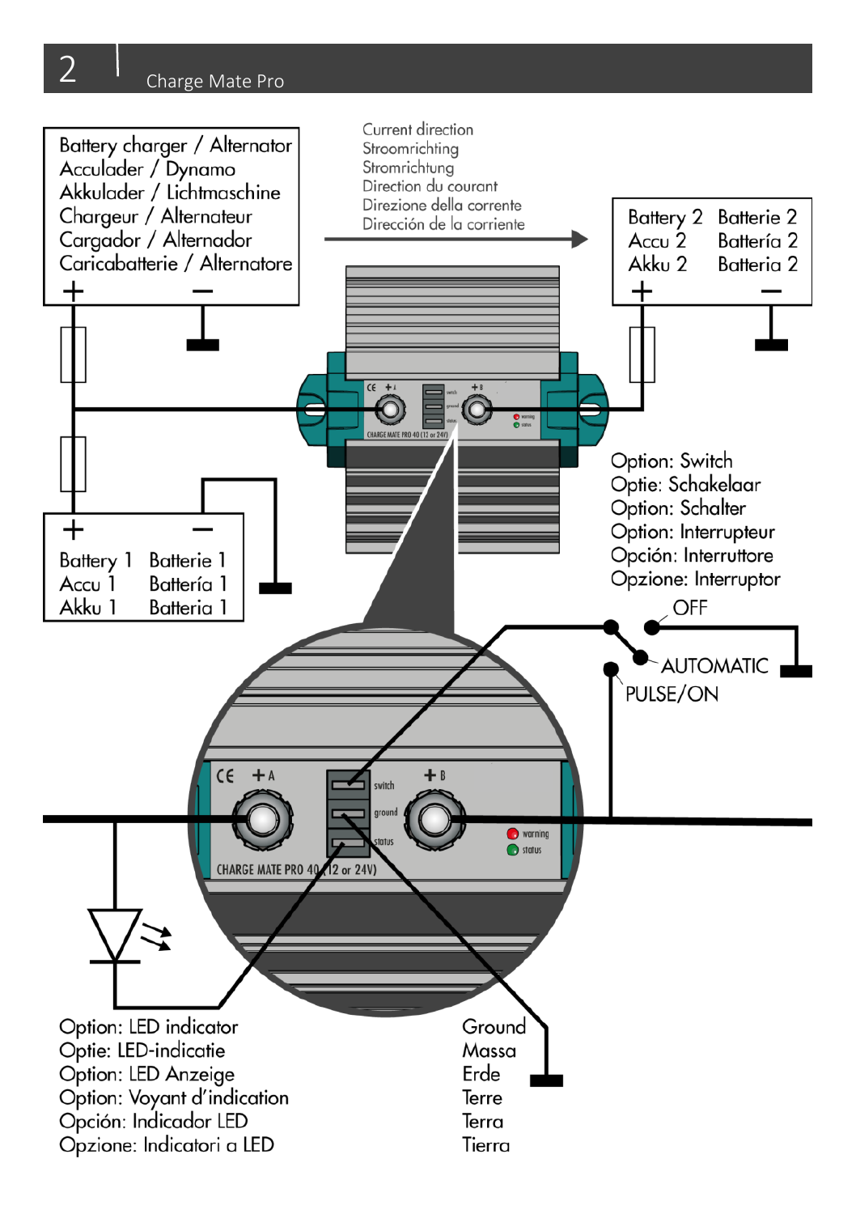Battery charger / Alternator
Acculader / Dynamo
Akkulader / Lichtmaschine
Chargeur / Alternateur
Cargador / Alternador
Caricabatterie / Alternatore

Current direction
Stroomrichting
Stromrichtung
Direction du courant
Direzione della corrente
Dirección de la corriente

Battery 2 Batterie 2
Accu 2 Batteria 2
Akku 2 Batteria 2

CE +A switch ground status +B warning status
CHARGE MATE PRO 40 (12 or 24V)

Battery 1 Batterie 1
Accu 1 Batteria 1
Akku 1 Batteria 1

Option: Switch
Optie: Schakelaar
Option: Schalter
Option: Interrupteur
Opción: Interruttore
Opzione: Interruptor

OFF
AUTOMATIC
PULSE/ON

Option: LED indicator
Optie: LED-indicatie
Option: LED Anzeige
Option: Voyant d'indication
Opción: Indicador LED
Opzione: Indicatori a LED

Ground
Massa
Erde
Terre
Terra
Tierra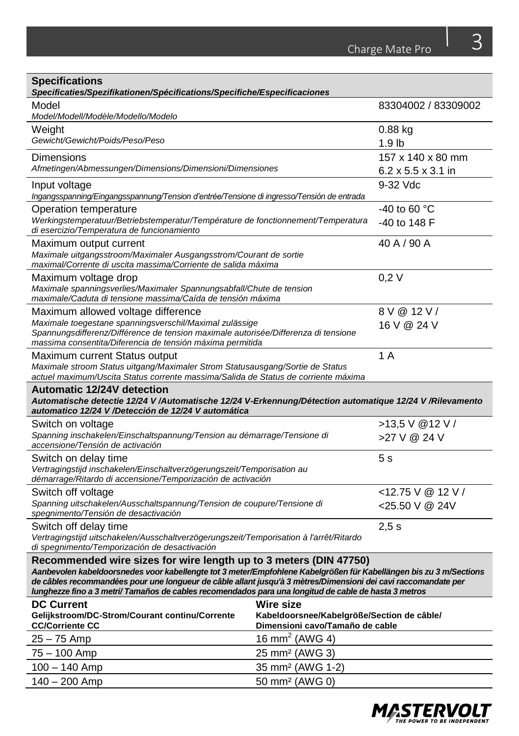| **Specifications**<br>***Specificaties/Spezifikationen/Spécifications/Specifiche/Especificaciones*** | |
|---|---|
| Model<br>*Model/Modell/Modèle/Modello/Modelo* | 83304002 / 83309002 |
| Weight<br>*Gewicht/Gewicht/Poids/Peso/Peso* | 0.88 kg<br>1.9 lb |
| Dimensions<br>*Afmetingen/Abmessungen/Dimensions/Dimensioni/Dimensiones* | 157 x 140 x 80 mm<br>6.2 x 5.5 x 3.1 in |
| Input voltage<br>*Ingangsspanning/Eingangsspannung/Tension d'entrée/Tensione di ingresso/Tensión de entrada* | 9-32 Vdc |
| Operation temperature<br>*Werkingstemperatuur/Betriebstemperatur/Température de fonctionnement/Temperatura di esercizio/Temperatura de funcionamiento* | -40 to 60 °C<br>-40 to 148 F |
| Maximum output current<br>*Maximale uitgangsstroom/Maximaler Ausgangsstrom/Courant de sortie maximal/Corrente di uscita massima/Corriente de salida máxima* | 40 A / 90 A |
| Maximum voltage drop<br>*Maximale spanningsverlies/Maximaler Spannungsabfall/Chute de tension maximale/Caduta di tensione massima/Caída de tensión máxima* | 0,2 V |
| Maximum allowed voltage difference<br>*Maximale toegestane spanningsverschil/Maximal zulässige Spannungsdifferenz/Différence de tension maximale autorisée/Differenza di tensione massima consentita/Diferencia de tensión máxima permitida* | 8 V @ 12 V /<br>16 V @ 24 V |
| Maximum current Status output<br>*Maximale stroom Status uitgang/Maximaler Strom Statusausgang/Sortie de Status actuel maximum/Uscita Status corrente massima/Salida de Status de corriente máxima* | 1 A |
| **Automatic 12/24V detection**<br>***Automatische detectie 12/24 V /Automatische 12/24 V-Erkennung/Détection automatique 12/24 V /Rilevamento automatico 12/24 V /Detección de 12/24 V automática*** | |
| Switch on voltage<br>*Spanning inschakelen/Einschaltspannung/Tension au démarrage/Tensione di accensione/Tensión de activación* | >13,5 V @12 V /<br>>27 V @ 24 V |
| Switch on delay time<br>*Vertragingstijd inschakelen/Einschaltverzögerungszeit/Temporisation au démarrage/Ritardo di accensione/Temporización de activación* | 5 s |
| Switch off voltage<br>*Spanning uitschakelen/Ausschaltspannung/Tension de coupure/Tensione di spegnimento/Tensión de desactivación* | <12.75 V @ 12 V /<br><25.50 V @ 24V |
| Switch off delay time<br>*Vertragingstijd uitschakelen/Ausschaltverzögerungszeit/Temporisation à l'arrêt/Ritardo di spegnimento/Temporización de desactivación* | 2,5 s |

**Recommended wire sizes for wire length up to 3 meters (DIN 47750)**
***Aanbevolen kabeldoorsnedes voor kabellengte tot 3 meter/Empfohlene Kabelgrößen für Kabellängen bis zu 3 m/Sections de câbles recommandées pour une longueur de câble allant jusqu'à 3 mètres/Dimensioni dei cavi raccomandate per lunghezze fino a 3 metri/ Tamaños de cables recomendados para una longitud de cable de hasta 3 metros***

| **DC Current**<br>**Gelijkstroom/DC-Strom/Courant continu/Corrente CC/Corriente CC** | **Wire size**<br>**Kabeldoorsnee/Kabelgröße/Section de câble/ Dimensioni cavo/Tamaño de cable** |
|---|---|
| 25 – 75 Amp | 16 mm² (AWG 4) |
| 75 – 100 Amp | 25 mm² (AWG 3) |
| 100 – 140 Amp | 35 mm² (AWG 1-2) |
| 140 – 200 Amp | 50 mm² (AWG 0) |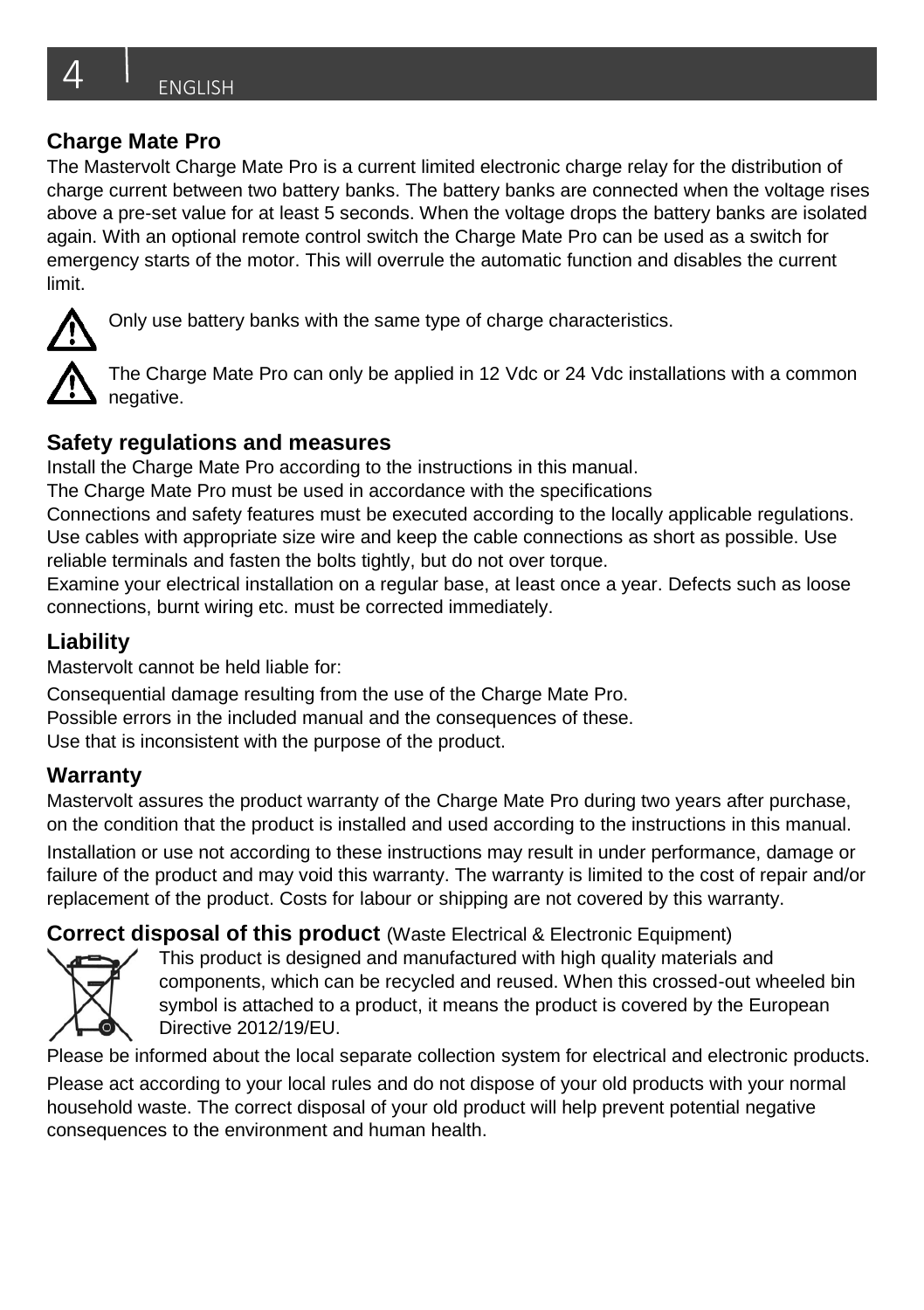## Charge Mate Pro

The Mastervolt Charge Mate Pro is a current limited electronic charge relay for the distribution of charge current between two battery banks. The battery banks are connected when the voltage rises above a pre-set value for at least 5 seconds. When the voltage drops the battery banks are isolated again. With an optional remote control switch the Charge Mate Pro can be used as a switch for emergency starts of the motor. This will overrule the automatic function and disables the current limit.

⚠ Only use battery banks with the same type of charge characteristics.

⚠ The Charge Mate Pro can only be applied in 12 Vdc or 24 Vdc installations with a common negative.

## Safety regulations and measures

Install the Charge Mate Pro according to the instructions in this manual.
The Charge Mate Pro must be used in accordance with the specifications
Connections and safety features must be executed according to the locally applicable regulations.
Use cables with appropriate size wire and keep the cable connections as short as possible. Use reliable terminals and fasten the bolts tightly, but do not over torque.
Examine your electrical installation on a regular base, at least once a year. Defects such as loose connections, burnt wiring etc. must be corrected immediately.

## Liability

Mastervolt cannot be held liable for:

Consequential damage resulting from the use of the Charge Mate Pro.
Possible errors in the included manual and the consequences of these.
Use that is inconsistent with the purpose of the product.

## Warranty

Mastervolt assures the product warranty of the Charge Mate Pro during two years after purchase, on the condition that the product is installed and used according to the instructions in this manual.

Installation or use not according to these instructions may result in under performance, damage or failure of the product and may void this warranty. The warranty is limited to the cost of repair and/or replacement of the product. Costs for labour or shipping are not covered by this warranty.

## Correct disposal of this product (Waste Electrical & Electronic Equipment)

This product is designed and manufactured with high quality materials and components, which can be recycled and reused. When this crossed-out wheeled bin symbol is attached to a product, it means the product is covered by the European Directive 2012/19/EU.

Please be informed about the local separate collection system for electrical and electronic products.

Please act according to your local rules and do not dispose of your old products with your normal household waste. The correct disposal of your old product will help prevent potential negative consequences to the environment and human health.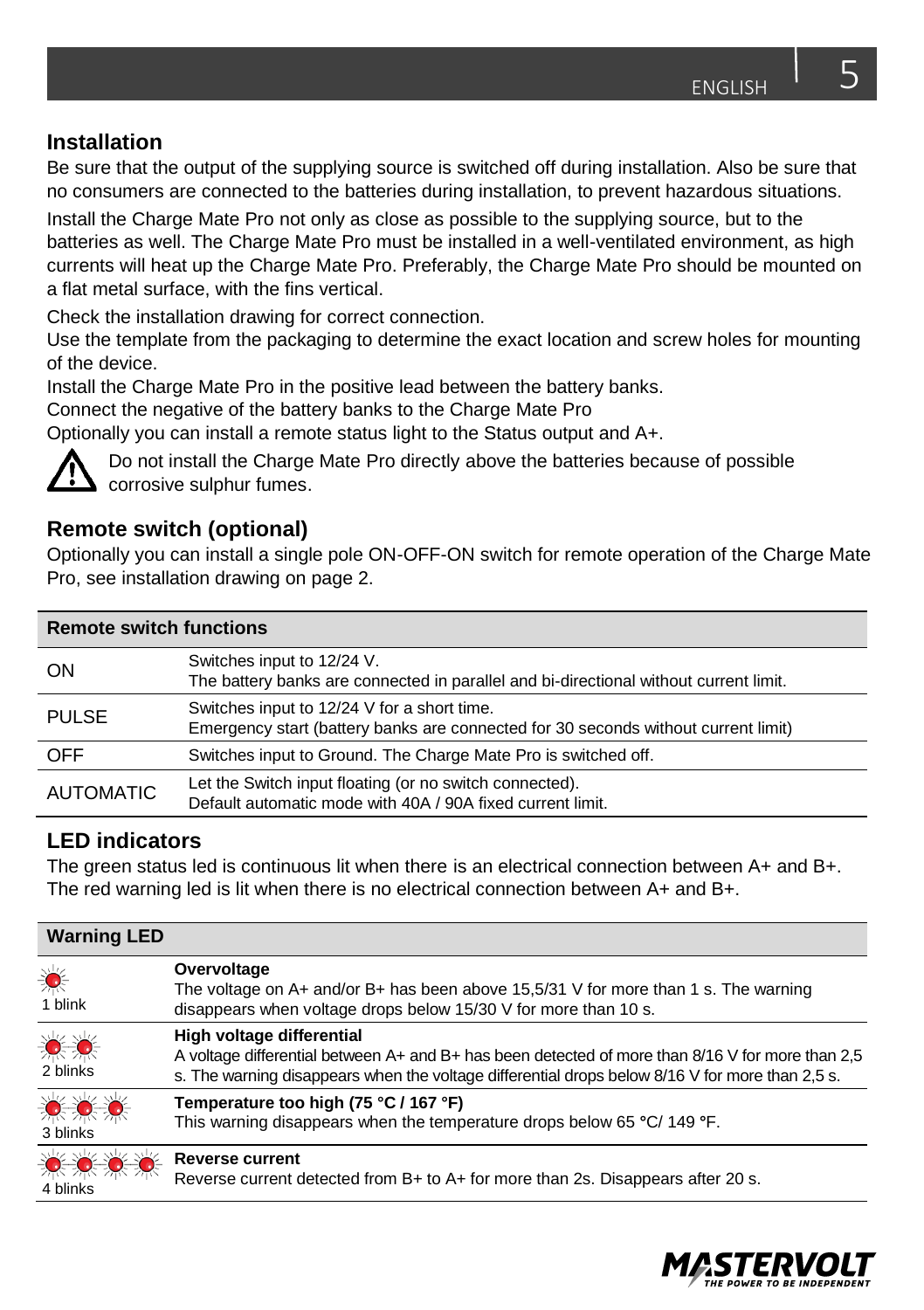## Installation

Be sure that the output of the supplying source is switched off during installation. Also be sure that no consumers are connected to the batteries during installation, to prevent hazardous situations.

Install the Charge Mate Pro not only as close as possible to the supplying source, but to the batteries as well. The Charge Mate Pro must be installed in a well-ventilated environment, as high currents will heat up the Charge Mate Pro. Preferably, the Charge Mate Pro should be mounted on a flat metal surface, with the fins vertical.

Check the installation drawing for correct connection.
Use the template from the packaging to determine the exact location and screw holes for mounting of the device.
Install the Charge Mate Pro in the positive lead between the battery banks.
Connect the negative of the battery banks to the Charge Mate Pro
Optionally you can install a remote status light to the Status output and A+.

⚠ Do not install the Charge Mate Pro directly above the batteries because of possible corrosive sulphur fumes.

## Remote switch (optional)

Optionally you can install a single pole ON-OFF-ON switch for remote operation of the Charge Mate Pro, see installation drawing on page 2.

| Remote switch functions | |
|---|---|
| ON | Switches input to 12/24 V.<br>The battery banks are connected in parallel and bi-directional without current limit. |
| PULSE | Switches input to 12/24 V for a short time.<br>Emergency start (battery banks are connected for 30 seconds without current limit) |
| OFF | Switches input to Ground. The Charge Mate Pro is switched off. |
| AUTOMATIC | Let the Switch input floating (or no switch connected).<br>Default automatic mode with 40A / 90A fixed current limit. |

## LED indicators

The green status led is continuous lit when there is an electrical connection between A+ and B+.
The red warning led is lit when there is no electrical connection between A+ and B+.

| Warning LED | |
|---|---|
| 1 blink | **Overvoltage**<br>The voltage on A+ and/or B+ has been above 15,5/31 V for more than 1 s. The warning disappears when voltage drops below 15/30 V for more than 10 s. |
| 2 blinks | **High voltage differential**<br>A voltage differential between A+ and B+ has been detected of more than 8/16 V for more than 2,5 s. The warning disappears when the voltage differential drops below 8/16 V for more than 2,5 s. |
| 3 blinks | **Temperature too high (75 °C / 167 °F)**<br>This warning disappears when the temperature drops below 65 °C/ 149 °F. |
| 4 blinks | **Reverse current**<br>Reverse current detected from B+ to A+ for more than 2s. Disappears after 20 s. |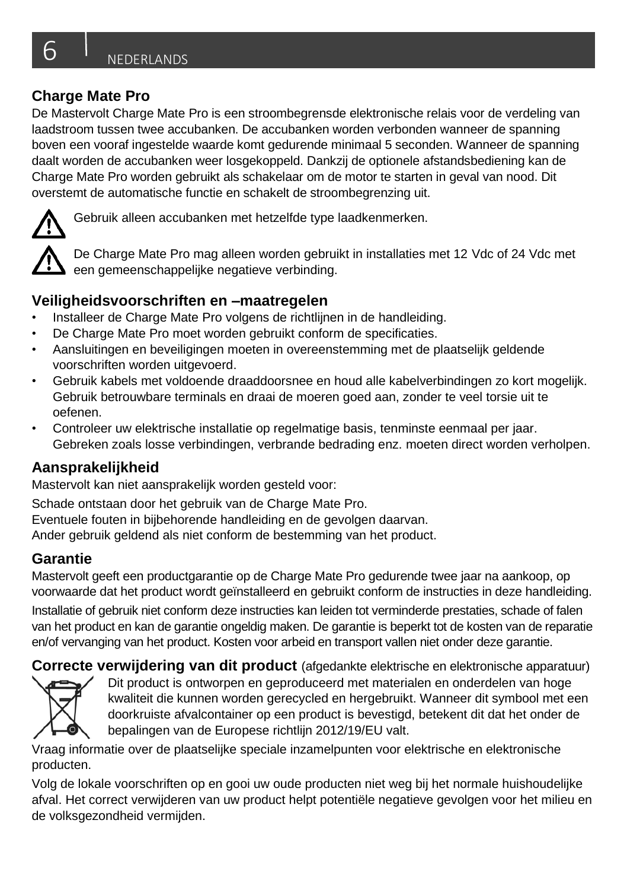## Charge Mate Pro

De Mastervolt Charge Mate Pro is een stroombegrensde elektronische relais voor de verdeling van laadstroom tussen twee accubanken. De accubanken worden verbonden wanneer de spanning boven een vooraf ingestelde waarde komt gedurende minimaal 5 seconden. Wanneer de spanning daalt worden de accubanken weer losgekoppeld. Dankzij de optionele afstandsbediening kan de Charge Mate Pro worden gebruikt als schakelaar om de motor te starten in geval van nood. Dit overstemt de automatische functie en schakelt de stroombegrenzing uit.

⚠ Gebruik alleen accubanken met hetzelfde type laadkenmerken.

⚠ De Charge Mate Pro mag alleen worden gebruikt in installaties met 12 Vdc of 24 Vdc met een gemeenschappelijke negatieve verbinding.

## Veiligheidsvoorschriften en –maatregelen

- Installeer de Charge Mate Pro volgens de richtlijnen in de handleiding.
- De Charge Mate Pro moet worden gebruikt conform de specificaties.
- Aansluitingen en beveiligingen moeten in overeenstemming met de plaatselijk geldende voorschriften worden uitgevoerd.
- Gebruik kabels met voldoende draaddoorsnee en houd alle kabelverbindingen zo kort mogelijk. Gebruik betrouwbare terminals en draai de moeren goed aan, zonder te veel torsie uit te oefenen.
- Controleer uw elektrische installatie op regelmatige basis, tenminste eenmaal per jaar. Gebreken zoals losse verbindingen, verbrande bedrading enz. moeten direct worden verholpen.

## Aansprakelijkheid

Mastervolt kan niet aansprakelijk worden gesteld voor:

Schade ontstaan door het gebruik van de Charge Mate Pro.
Eventuele fouten in bijbehorende handleiding en de gevolgen daarvan.
Ander gebruik geldend als niet conform de bestemming van het product.

## Garantie

Mastervolt geeft een productgarantie op de Charge Mate Pro gedurende twee jaar na aankoop, op voorwaarde dat het product wordt geïnstalleerd en gebruikt conform de instructies in deze handleiding.

Installatie of gebruik niet conform deze instructies kan leiden tot verminderde prestaties, schade of falen van het product en kan de garantie ongeldig maken. De garantie is beperkt tot de kosten van de reparatie en/of vervanging van het product. Kosten voor arbeid en transport vallen niet onder deze garantie.

## Correcte verwijdering van dit product (afgedankte elektrische en elektronische apparatuur)

Dit product is ontworpen en geproduceerd met materialen en onderdelen van hoge kwaliteit die kunnen worden gerecycled en hergebruikt. Wanneer dit symbool met een doorkruiste afvalcontainer op een product is bevestigd, betekent dit dat het onder de bepalingen van de Europese richtlijn 2012/19/EU valt.

Vraag informatie over de plaatselijke speciale inzamelpunten voor elektrische en elektronische producten.

Volg de lokale voorschriften op en gooi uw oude producten niet weg bij het normale huishoudelijke afval. Het correct verwijderen van uw product helpt potentiële negatieve gevolgen voor het milieu en de volksgezondheid vermijden.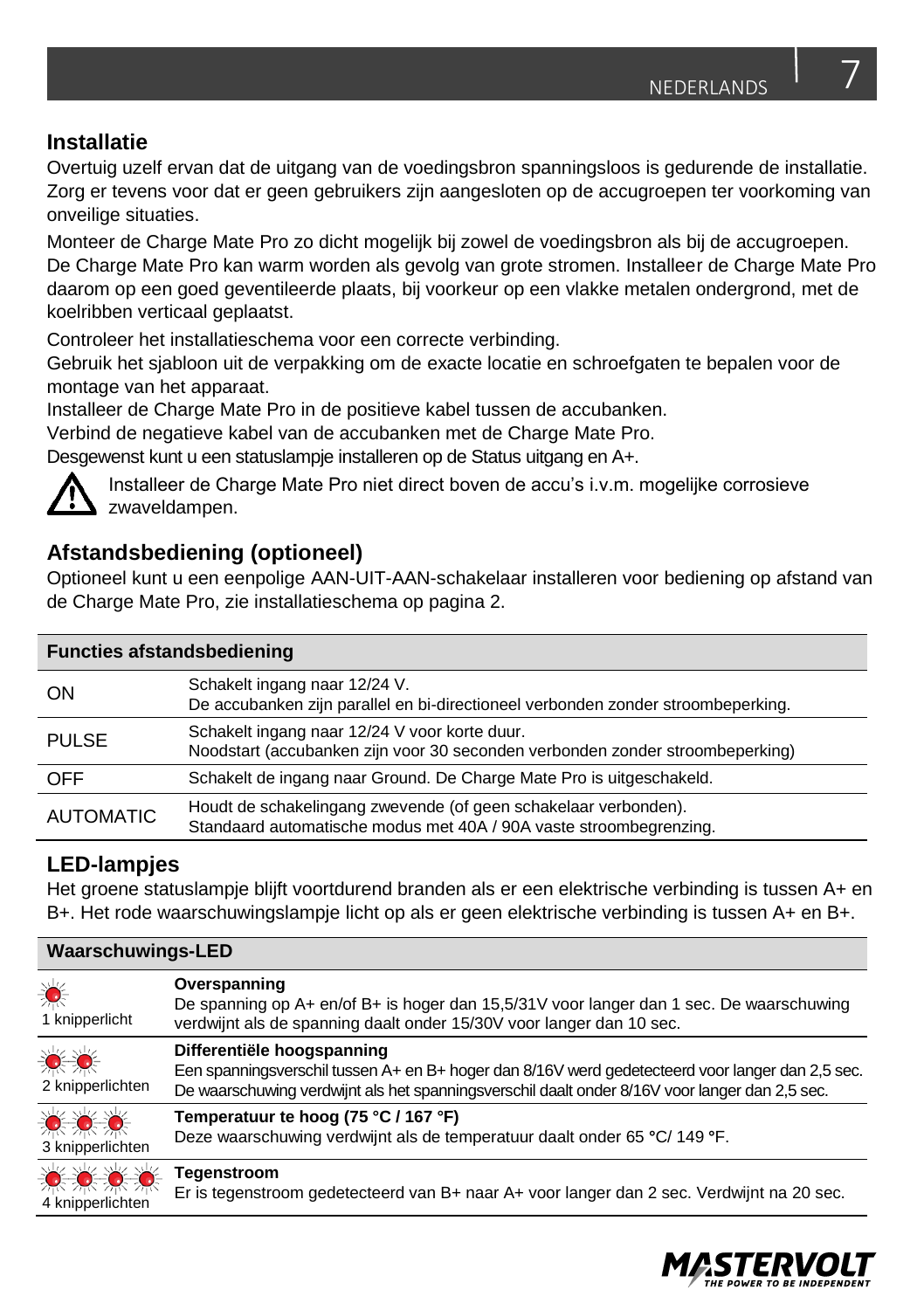## Installatie

Overtuig uzelf ervan dat de uitgang van de voedingsbron spanningsloos is gedurende de installatie. Zorg er tevens voor dat er geen gebruikers zijn aangesloten op de accugroepen ter voorkoming van onveilige situaties.

Monteer de Charge Mate Pro zo dicht mogelijk bij zowel de voedingsbron als bij de accugroepen. De Charge Mate Pro kan warm worden als gevolg van grote stromen. Installeer de Charge Mate Pro daarom op een goed geventileerde plaats, bij voorkeur op een vlakke metalen ondergrond, met de koelribben verticaal geplaatst.

Controleer het installatieschema voor een correcte verbinding.
Gebruik het sjabloon uit de verpakking om de exacte locatie en schroefgaten te bepalen voor de montage van het apparaat.
Installeer de Charge Mate Pro in de positieve kabel tussen de accubanken.
Verbind de negatieve kabel van de accubanken met de Charge Mate Pro.
Desgewenst kunt u een statuslampje installeren op de Status uitgang en A+.

⚠ Installeer de Charge Mate Pro niet direct boven de accu's i.v.m. mogelijke corrosieve zwaveldampen.

## Afstandsbediening (optioneel)

Optioneel kunt u een eenpolige AAN-UIT-AAN-schakelaar installeren voor bediening op afstand van de Charge Mate Pro, zie installatieschema op pagina 2.

| Functies afstandsbediening | |
|---|---|
| ON | Schakelt ingang naar 12/24 V.<br>De accubanken zijn parallel en bi-directioneel verbonden zonder stroombeperking. |
| PULSE | Schakelt ingang naar 12/24 V voor korte duur.<br>Noodstart (accubanken zijn voor 30 seconden verbonden zonder stroombeperking) |
| OFF | Schakelt de ingang naar Ground. De Charge Mate Pro is uitgeschakeld. |
| AUTOMATIC | Houdt de schakelingang zwevende (of geen schakelaar verbonden).<br>Standaard automatische modus met 40A / 90A vaste stroombegrenzing. |

## LED-lampjes

Het groene statuslampje blijft voortdurend branden als er een elektrische verbinding is tussen A+ en B+. Het rode waarschuwingslampje licht op als er geen elektrische verbinding is tussen A+ en B+.

| Waarschuwings-LED | |
|---|---|
| 1 knipperlicht | **Overspanning**<br>De spanning op A+ en/of B+ is hoger dan 15,5/31V voor langer dan 1 sec. De waarschuwing verdwijnt als de spanning daalt onder 15/30V voor langer dan 10 sec. |
| 2 knipperlichten | **Differentiële hoogspanning**<br>Een spanningsverschil tussen A+ en B+ hoger dan 8/16V werd gedetecteerd voor langer dan 2,5 sec. De waarschuwing verdwijnt als het spanningsverschil daalt onder 8/16V voor langer dan 2,5 sec. |
| 3 knipperlichten | **Temperatuur te hoog (75 °C / 167 °F)**<br>Deze waarschuwing verdwijnt als de temperatuur daalt onder 65 °C/ 149 °F. |
| 4 knipperlichten | **Tegenstroom**<br>Er is tegenstroom gedetecteerd van B+ naar A+ voor langer dan 2 sec. Verdwijnt na 20 sec. |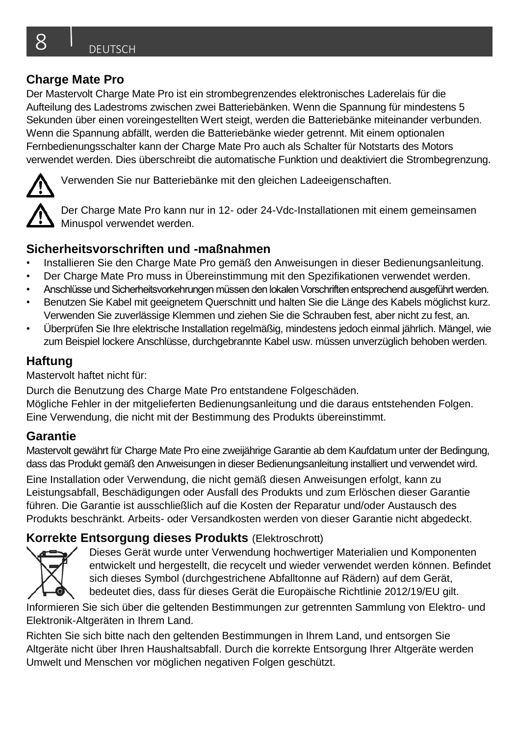## Charge Mate Pro

Der Mastervolt Charge Mate Pro ist ein strombegrenzendes elektronisches Laderelais für die Aufteilung des Ladestroms zwischen zwei Batteriebänken. Wenn die Spannung für mindestens 5 Sekunden über einen voreingestellten Wert steigt, werden die Batteriebänke miteinander verbunden. Wenn die Spannung abfällt, werden die Batteriebänke wieder getrennt. Mit einem optionalen Fernbedienungsschalter kann der Charge Mate Pro auch als Schalter für Notstarts des Motors verwendet werden. Dies überschreibt die automatische Funktion und deaktiviert die Strombegrenzung.

⚠ Verwenden Sie nur Batteriebänke mit den gleichen Ladeeigenschaften.

⚠ Der Charge Mate Pro kann nur in 12- oder 24-Vdc-Installationen mit einem gemeinsamen Minuspol verwendet werden.

## Sicherheitsvorschriften und -maßnahmen

- Installieren Sie den Charge Mate Pro gemäß den Anweisungen in dieser Bedienungsanleitung.
- Der Charge Mate Pro muss in Übereinstimmung mit den Spezifikationen verwendet werden.
- Anschlüsse und Sicherheitsvorkehrungen müssen den lokalen Vorschriften entsprechend ausgeführt werden.
- Benutzen Sie Kabel mit geeignetem Querschnitt und halten Sie die Länge des Kabels möglichst kurz. Verwenden Sie zuverlässige Klemmen und ziehen Sie die Schrauben fest, aber nicht zu fest, an.
- Überprüfen Sie Ihre elektrische Installation regelmäßig, mindestens jedoch einmal jährlich. Mängel, wie zum Beispiel lockere Anschlüsse, durchgebrannte Kabel usw. müssen unverzüglich behoben werden.

## Haftung

Mastervolt haftet nicht für:

Durch die Benutzung des Charge Mate Pro entstandene Folgeschäden.
Mögliche Fehler in der mitgelieferten Bedienungsanleitung und die daraus entstehenden Folgen.
Eine Verwendung, die nicht mit der Bestimmung des Produkts übereinstimmt.

## Garantie

Mastervolt gewährt für Charge Mate Pro eine zweijährige Garantie ab dem Kaufdatum unter der Bedingung, dass das Produkt gemäß den Anweisungen in dieser Bedienungsanleitung installiert und verwendet wird.

Eine Installation oder Verwendung, die nicht gemäß diesen Anweisungen erfolgt, kann zu Leistungsabfall, Beschädigungen oder Ausfall des Produkts und zum Erlöschen dieser Garantie führen. Die Garantie ist ausschließlich auf die Kosten der Reparatur und/oder Austausch des Produkts beschränkt. Arbeits- oder Versandkosten werden von dieser Garantie nicht abgedeckt.

## Korrekte Entsorgung dieses Produkts (Elektroschrott)

Dieses Gerät wurde unter Verwendung hochwertiger Materialien und Komponenten entwickelt und hergestellt, die recycelt und wieder verwendet werden können. Befindet sich dieses Symbol (durchgestrichene Abfalltonne auf Rädern) auf dem Gerät, bedeutet dies, dass für dieses Gerät die Europäische Richtlinie 2012/19/EU gilt.

Informieren Sie sich über die geltenden Bestimmungen zur getrennten Sammlung von Elektro- und Elektronik-Altgeräten in Ihrem Land.

Richten Sie sich bitte nach den geltenden Bestimmungen in Ihrem Land, und entsorgen Sie Altgeräte nicht über Ihren Haushaltsabfall. Durch die korrekte Entsorgung Ihrer Altgeräte werden Umwelt und Menschen vor möglichen negativen Folgen geschützt.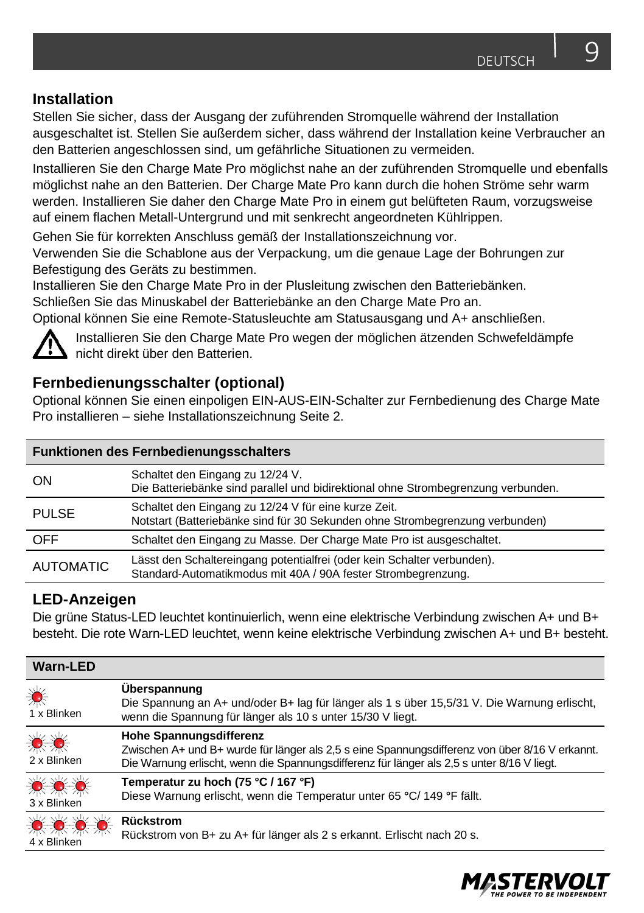## Installation

Stellen Sie sicher, dass der Ausgang der zuführenden Stromquelle während der Installation ausgeschaltet ist. Stellen Sie außerdem sicher, dass während der Installation keine Verbraucher an den Batterien angeschlossen sind, um gefährliche Situationen zu vermeiden.

Installieren Sie den Charge Mate Pro möglichst nahe an der zuführenden Stromquelle und ebenfalls möglichst nahe an den Batterien. Der Charge Mate Pro kann durch die hohen Ströme sehr warm werden. Installieren Sie daher den Charge Mate Pro in einem gut belüfteten Raum, vorzugsweise auf einem flachen Metall-Untergrund und mit senkrecht angeordneten Kühlrippen.

Gehen Sie für korrekten Anschluss gemäß der Installationszeichnung vor.
Verwenden Sie die Schablone aus der Verpackung, um die genaue Lage der Bohrungen zur Befestigung des Geräts zu bestimmen.
Installieren Sie den Charge Mate Pro in der Plusleitung zwischen den Batteriebänken.
Schließen Sie das Minuskabel der Batteriebänke an den Charge Mate Pro an.
Optional können Sie eine Remote-Statusleuchte am Statusausgang und A+ anschließen.

⚠ Installieren Sie den Charge Mate Pro wegen der möglichen ätzenden Schwefeldämpfe nicht direkt über den Batterien.

## Fernbedienungsschalter (optional)

Optional können Sie einen einpoligen EIN-AUS-EIN-Schalter zur Fernbedienung des Charge Mate Pro installieren – siehe Installationszeichnung Seite 2.

| **Funktionen des Fernbedienungsschalters** | |
|---|---|
| ON | Schaltet den Eingang zu 12/24 V.<br>Die Batteriebänke sind parallel und bidirektional ohne Strombegrenzung verbunden. |
| PULSE | Schaltet den Eingang zu 12/24 V für eine kurze Zeit.<br>Notstart (Batteriebänke sind für 30 Sekunden ohne Strombegrenzung verbunden) |
| OFF | Schaltet den Eingang zu Masse. Der Charge Mate Pro ist ausgeschaltet. |
| AUTOMATIC | Lässt den Schaltereingang potentialfrei (oder kein Schalter verbunden).<br>Standard-Automatikmodus mit 40A / 90A fester Strombegrenzung. |

## LED-Anzeigen

Die grüne Status-LED leuchtet kontinuierlich, wenn eine elektrische Verbindung zwischen A+ und B+ besteht. Die rote Warn-LED leuchtet, wenn keine elektrische Verbindung zwischen A+ und B+ besteht.

| **Warn-LED** | |
|---|---|
| 1 x Blinken | **Überspannung**<br>Die Spannung an A+ und/oder B+ lag für länger als 1 s über 15,5/31 V. Die Warnung erlischt, wenn die Spannung für länger als 10 s unter 15/30 V liegt. |
| 2 x Blinken | **Hohe Spannungsdifferenz**<br>Zwischen A+ und B+ wurde für länger als 2,5 s eine Spannungsdifferenz von über 8/16 V erkannt. Die Warnung erlischt, wenn die Spannungsdifferenz für länger als 2,5 s unter 8/16 V liegt. |
| 3 x Blinken | **Temperatur zu hoch (75 °C / 167 °F)**<br>Diese Warnung erlischt, wenn die Temperatur unter 65 °C/ 149 °F fällt. |
| 4 x Blinken | **Rückstrom**<br>Rückstrom von B+ zu A+ für länger als 2 s erkannt. Erlischt nach 20 s. |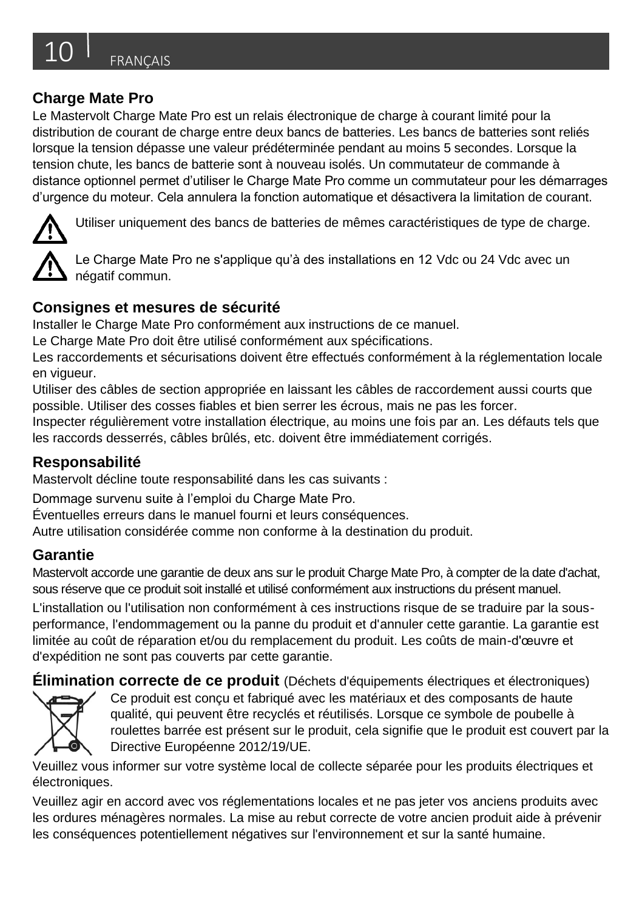## Charge Mate Pro

Le Mastervolt Charge Mate Pro est un relais électronique de charge à courant limité pour la distribution de courant de charge entre deux bancs de batteries. Les bancs de batteries sont reliés lorsque la tension dépasse une valeur prédéterminée pendant au moins 5 secondes. Lorsque la tension chute, les bancs de batterie sont à nouveau isolés. Un commutateur de commande à distance optionnel permet d'utiliser le Charge Mate Pro comme un commutateur pour les démarrages d'urgence du moteur. Cela annulera la fonction automatique et désactivera la limitation de courant.

⚠ Utiliser uniquement des bancs de batteries de mêmes caractéristiques de type de charge.

⚠ Le Charge Mate Pro ne s'applique qu'à des installations en 12 Vdc ou 24 Vdc avec un négatif commun.

## Consignes et mesures de sécurité

Installer le Charge Mate Pro conformément aux instructions de ce manuel.
Le Charge Mate Pro doit être utilisé conformément aux spécifications.
Les raccordements et sécurisations doivent être effectués conformément à la réglementation locale en vigueur.
Utiliser des câbles de section appropriée en laissant les câbles de raccordement aussi courts que possible. Utiliser des cosses fiables et bien serrer les écrous, mais ne pas les forcer.
Inspecter régulièrement votre installation électrique, au moins une fois par an. Les défauts tels que les raccords desserrés, câbles brûlés, etc. doivent être immédiatement corrigés.

## Responsabilité

Mastervolt décline toute responsabilité dans les cas suivants :

Dommage survenu suite à l'emploi du Charge Mate Pro.
Éventuelles erreurs dans le manuel fourni et leurs conséquences.
Autre utilisation considérée comme non conforme à la destination du produit.

## Garantie

Mastervolt accorde une garantie de deux ans sur le produit Charge Mate Pro, à compter de la date d'achat, sous réserve que ce produit soit installé et utilisé conformément aux instructions du présent manuel.

L'installation ou l'utilisation non conformément à ces instructions risque de se traduire par la sous-performance, l'endommagement ou la panne du produit et d'annuler cette garantie. La garantie est limitée au coût de réparation et/ou du remplacement du produit. Les coûts de main-d'œuvre et d'expédition ne sont pas couverts par cette garantie.

## Élimination correcte de ce produit (Déchets d'équipements électriques et électroniques)

Ce produit est conçu et fabriqué avec les matériaux et des composants de haute qualité, qui peuvent être recyclés et réutilisés. Lorsque ce symbole de poubelle à roulettes barrée est présent sur le produit, cela signifie que le produit est couvert par la Directive Européenne 2012/19/UE.

Veuillez vous informer sur votre système local de collecte séparée pour les produits électriques et électroniques.

Veuillez agir en accord avec vos réglementations locales et ne pas jeter vos anciens produits avec les ordures ménagères normales. La mise au rebut correcte de votre ancien produit aide à prévenir les conséquences potentiellement négatives sur l'environnement et sur la santé humaine.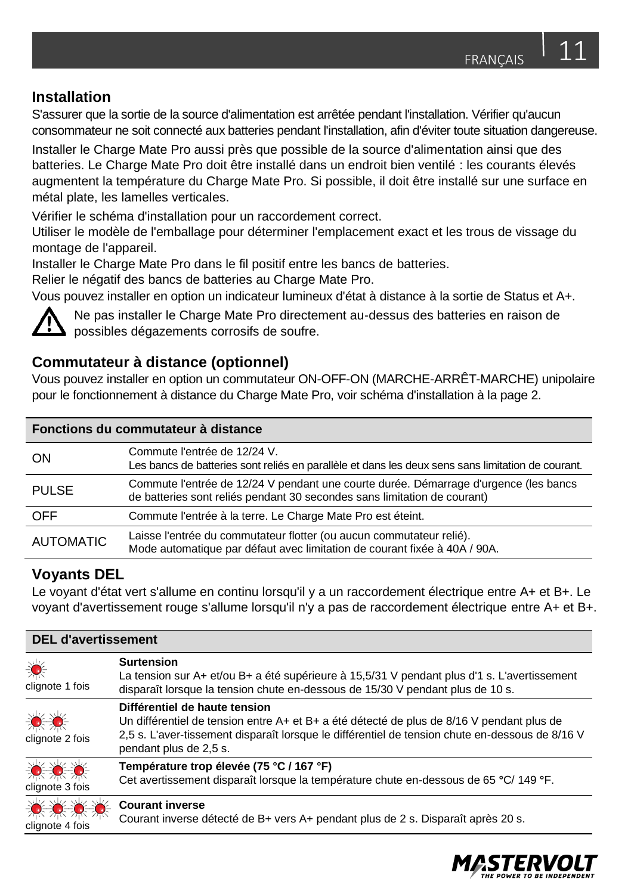## Installation

S'assurer que la sortie de la source d'alimentation est arrêtée pendant l'installation. Vérifier qu'aucun consommateur ne soit connecté aux batteries pendant l'installation, afin d'éviter toute situation dangereuse.

Installer le Charge Mate Pro aussi près que possible de la source d'alimentation ainsi que des batteries. Le Charge Mate Pro doit être installé dans un endroit bien ventilé : les courants élevés augmentent la température du Charge Mate Pro. Si possible, il doit être installé sur une surface en métal plate, les lamelles verticales.

Vérifier le schéma d'installation pour un raccordement correct.
Utiliser le modèle de l'emballage pour déterminer l'emplacement exact et les trous de vissage du montage de l'appareil.
Installer le Charge Mate Pro dans le fil positif entre les bancs de batteries.
Relier le négatif des bancs de batteries au Charge Mate Pro.
Vous pouvez installer en option un indicateur lumineux d'état à distance à la sortie de Status et A+.

⚠ Ne pas installer le Charge Mate Pro directement au-dessus des batteries en raison de possibles dégazements corrosifs de soufre.

## Commutateur à distance (optionnel)

Vous pouvez installer en option un commutateur ON-OFF-ON (MARCHE-ARRÊT-MARCHE) unipolaire pour le fonctionnement à distance du Charge Mate Pro, voir schéma d'installation à la page 2.

| Fonctions du commutateur à distance | |
|---|---|
| ON | Commute l'entrée de 12/24 V. Les bancs de batteries sont reliés en parallèle et dans les deux sens sans limitation de courant. |
| PULSE | Commute l'entrée de 12/24 V pendant une courte durée. Démarrage d'urgence (les bancs de batteries sont reliés pendant 30 secondes sans limitation de courant) |
| OFF | Commute l'entrée à la terre. Le Charge Mate Pro est éteint. |
| AUTOMATIC | Laisse l'entrée du commutateur flotter (ou aucun commutateur relié). Mode automatique par défaut avec limitation de courant fixée à 40A / 90A. |

## Voyants DEL

Le voyant d'état vert s'allume en continu lorsqu'il y a un raccordement électrique entre A+ et B+. Le voyant d'avertissement rouge s'allume lorsqu'il n'y a pas de raccordement électrique entre A+ et B+.

| DEL d'avertissement | |
|---|---|
| clignote 1 fois | **Surtension** La tension sur A+ et/ou B+ a été supérieure à 15,5/31 V pendant plus d'1 s. L'avertissement disparaît lorsque la tension chute en-dessous de 15/30 V pendant plus de 10 s. |
| clignote 2 fois | **Différentiel de haute tension** Un différentiel de tension entre A+ et B+ a été détecté de plus de 8/16 V pendant plus de 2,5 s. L'aver-tissement disparaît lorsque le différentiel de tension chute en-dessous de 8/16 V pendant plus de 2,5 s. |
| clignote 3 fois | **Température trop élevée (75 °C / 167 °F)** Cet avertissement disparaît lorsque la température chute en-dessous de 65 °C/ 149 °F. |
| clignote 4 fois | **Courant inverse** Courant inverse détecté de B+ vers A+ pendant plus de 2 s. Disparaît après 20 s. |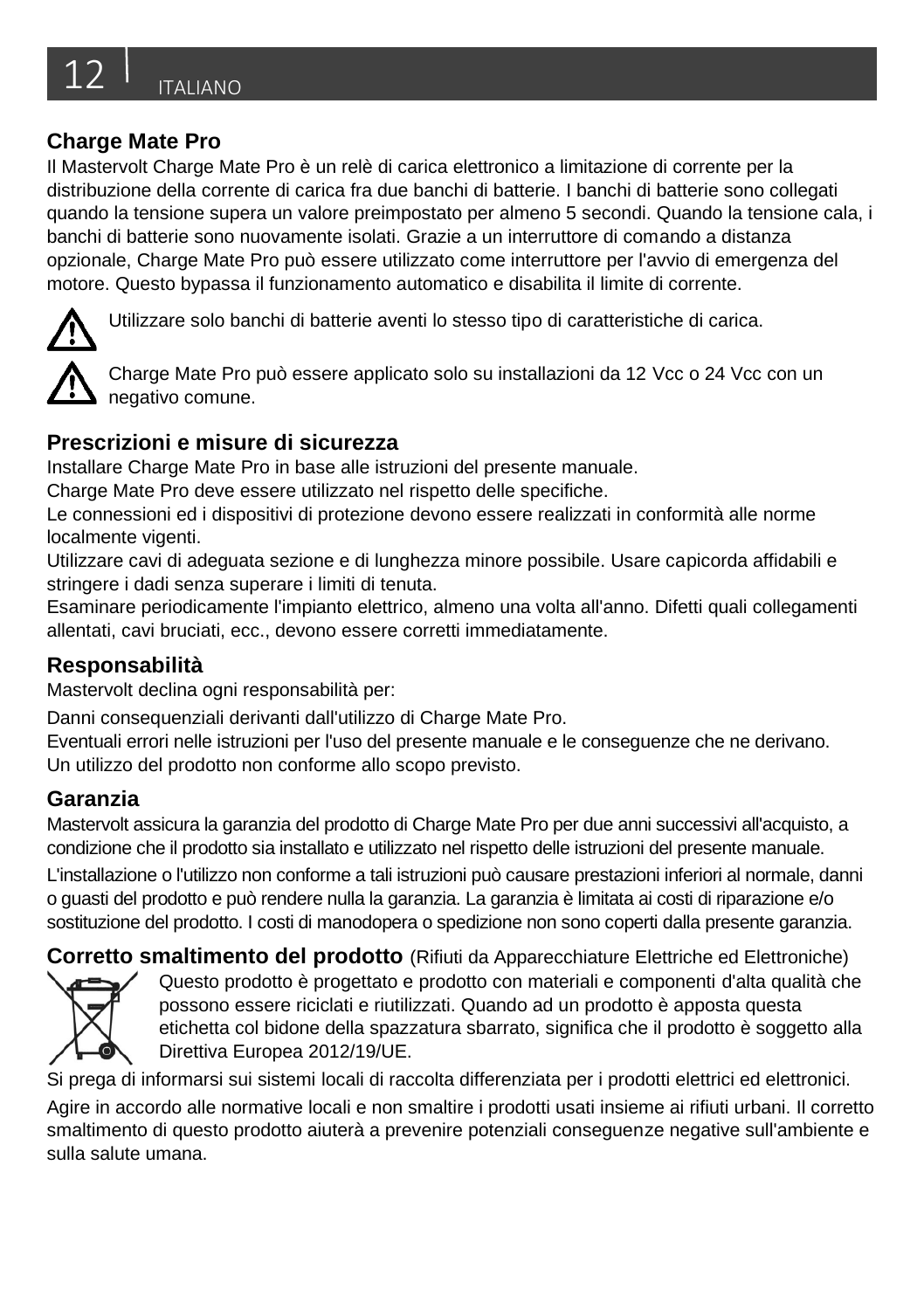## Charge Mate Pro

Il Mastervolt Charge Mate Pro è un relè di carica elettronico a limitazione di corrente per la distribuzione della corrente di carica fra due banchi di batterie. I banchi di batterie sono collegati quando la tensione supera un valore preimpostato per almeno 5 secondi. Quando la tensione cala, i banchi di batterie sono nuovamente isolati. Grazie a un interruttore di comando a distanza opzionale, Charge Mate Pro può essere utilizzato come interruttore per l'avvio di emergenza del motore. Questo bypassa il funzionamento automatico e disabilita il limite di corrente.

⚠ Utilizzare solo banchi di batterie aventi lo stesso tipo di caratteristiche di carica.

⚠ Charge Mate Pro può essere applicato solo su installazioni da 12 Vcc o 24 Vcc con un negativo comune.

## Prescrizioni e misure di sicurezza

Installare Charge Mate Pro in base alle istruzioni del presente manuale.
Charge Mate Pro deve essere utilizzato nel rispetto delle specifiche.
Le connessioni ed i dispositivi di protezione devono essere realizzati in conformità alle norme localmente vigenti.
Utilizzare cavi di adeguata sezione e di lunghezza minore possibile. Usare capicorda affidabili e stringere i dadi senza superare i limiti di tenuta.
Esaminare periodicamente l'impianto elettrico, almeno una volta all'anno. Difetti quali collegamenti allentati, cavi bruciati, ecc., devono essere corretti immediatamente.

## Responsabilità

Mastervolt declina ogni responsabilità per:

Danni consequenziali derivanti dall'utilizzo di Charge Mate Pro.
Eventuali errori nelle istruzioni per l'uso del presente manuale e le conseguenze che ne derivano.
Un utilizzo del prodotto non conforme allo scopo previsto.

## Garanzia

Mastervolt assicura la garanzia del prodotto di Charge Mate Pro per due anni successivi all'acquisto, a condizione che il prodotto sia installato e utilizzato nel rispetto delle istruzioni del presente manuale.

L'installazione o l'utilizzo non conforme a tali istruzioni può causare prestazioni inferiori al normale, danni o guasti del prodotto e può rendere nulla la garanzia. La garanzia è limitata ai costi di riparazione e/o sostituzione del prodotto. I costi di manodopera o spedizione non sono coperti dalla presente garanzia.

## Corretto smaltimento del prodotto (Rifiuti da Apparecchiature Elettriche ed Elettroniche)

Questo prodotto è progettato e prodotto con materiali e componenti d'alta qualità che possono essere riciclati e riutilizzati. Quando ad un prodotto è apposta questa etichetta col bidone della spazzatura sbarrato, significa che il prodotto è soggetto alla Direttiva Europea 2012/19/UE.

Si prega di informarsi sui sistemi locali di raccolta differenziata per i prodotti elettrici ed elettronici.

Agire in accordo alle normative locali e non smaltire i prodotti usati insieme ai rifiuti urbani. Il corretto smaltimento di questo prodotto aiuterà a prevenire potenziali conseguenze negative sull'ambiente e sulla salute umana.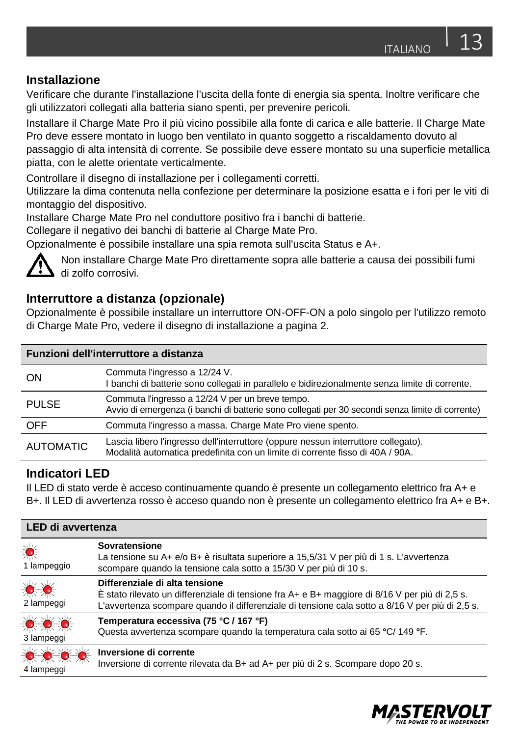## Installazione

Verificare che durante l'installazione l'uscita della fonte di energia sia spenta. Inoltre verificare che gli utilizzatori collegati alla batteria siano spenti, per prevenire pericoli.

Installare il Charge Mate Pro il più vicino possibile alla fonte di carica e alle batterie. Il Charge Mate Pro deve essere montato in luogo ben ventilato in quanto soggetto a riscaldamento dovuto al passaggio di alta intensità di corrente. Se possibile deve essere montato su una superficie metallica piatta, con le alette orientate verticalmente.

Controllare il disegno di installazione per i collegamenti corretti.
Utilizzare la dima contenuta nella confezione per determinare la posizione esatta e i fori per le viti di montaggio del dispositivo.
Installare Charge Mate Pro nel conduttore positivo fra i banchi di batterie.
Collegare il negativo dei banchi di batterie al Charge Mate Pro.
Opzionalmente è possibile installare una spia remota sull'uscita Status e A+.

⚠ Non installare Charge Mate Pro direttamente sopra alle batterie a causa dei possibili fumi di zolfo corrosivi.

## Interruttore a distanza (opzionale)

Opzionalmente è possibile installare un interruttore ON-OFF-ON a polo singolo per l'utilizzo remoto di Charge Mate Pro, vedere il disegno di installazione a pagina 2.

| Funzioni dell'interruttore a distanza | |
|---|---|
| ON | Commuta l'ingresso a 12/24 V.<br>I banchi di batterie sono collegati in parallelo e bidirezionalmente senza limite di corrente. |
| PULSE | Commuta l'ingresso a 12/24 V per un breve tempo.<br>Avvio di emergenza (i banchi di batterie sono collegati per 30 secondi senza limite di corrente) |
| OFF | Commuta l'ingresso a massa. Charge Mate Pro viene spento. |
| AUTOMATIC | Lascia libero l'ingresso dell'interruttore (oppure nessun interruttore collegato).<br>Modalità automatica predefinita con un limite di corrente fisso di 40A / 90A. |

## Indicatori LED

Il LED di stato verde è acceso continuamente quando è presente un collegamento elettrico fra A+ e B+. Il LED di avvertenza rosso è acceso quando non è presente un collegamento elettrico fra A+ e B+.

| LED di avvertenza | |
|---|---|
| 1 lampeggio | **Sovratensione**<br>La tensione su A+ e/o B+ è risultata superiore a 15,5/31 V per più di 1 s. L'avvertenza scompare quando la tensione cala sotto a 15/30 V per più di 10 s. |
| 2 lampeggi | **Differenziale di alta tensione**<br>È stato rilevato un differenziale di tensione fra A+ e B+ maggiore di 8/16 V per più di 2,5 s. L'avvertenza scompare quando il differenziale di tensione cala sotto a 8/16 V per più di 2,5 s. |
| 3 lampeggi | **Temperatura eccessiva (75 °C / 167 °F)**<br>Questa avvertenza scompare quando la temperatura cala sotto ai 65 °C/ 149 °F. |
| 4 lampeggi | **Inversione di corrente**<br>Inversione di corrente rilevata da B+ ad A+ per più di 2 s. Scompare dopo 20 s. |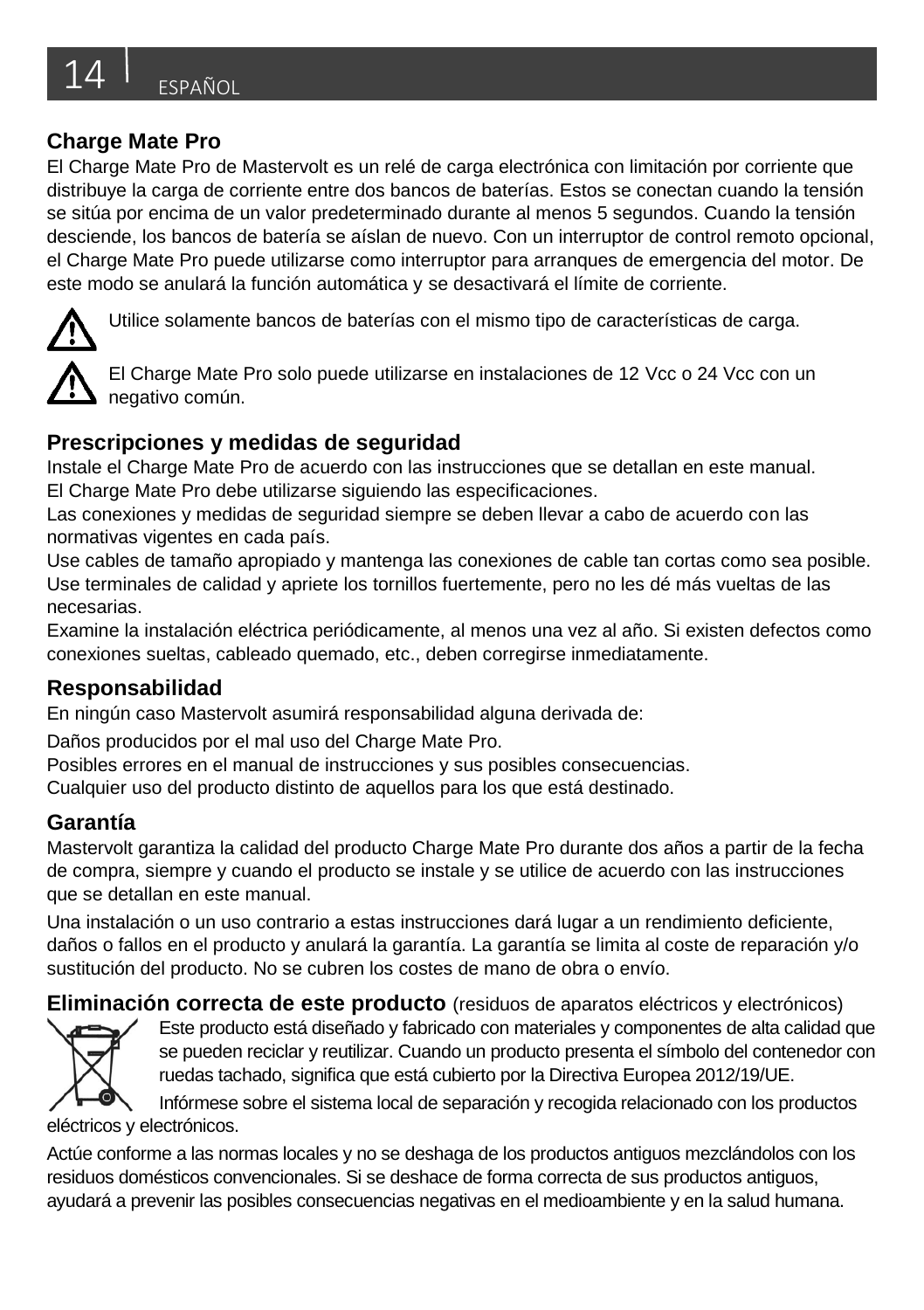## Charge Mate Pro

El Charge Mate Pro de Mastervolt es un relé de carga electrónica con limitación por corriente que distribuye la carga de corriente entre dos bancos de baterías. Estos se conectan cuando la tensión se sitúa por encima de un valor predeterminado durante al menos 5 segundos. Cuando la tensión desciende, los bancos de batería se aíslan de nuevo. Con un interruptor de control remoto opcional, el Charge Mate Pro puede utilizarse como interruptor para arranques de emergencia del motor. De este modo se anulará la función automática y se desactivará el límite de corriente.

⚠ Utilice solamente bancos de baterías con el mismo tipo de características de carga.

⚠ El Charge Mate Pro solo puede utilizarse en instalaciones de 12 Vcc o 24 Vcc con un negativo común.

## Prescripciones y medidas de seguridad

Instale el Charge Mate Pro de acuerdo con las instrucciones que se detallan en este manual.
El Charge Mate Pro debe utilizarse siguiendo las especificaciones.
Las conexiones y medidas de seguridad siempre se deben llevar a cabo de acuerdo con las normativas vigentes en cada país.
Use cables de tamaño apropiado y mantenga las conexiones de cable tan cortas como sea posible.
Use terminales de calidad y apriete los tornillos fuertemente, pero no les dé más vueltas de las necesarias.
Examine la instalación eléctrica periódicamente, al menos una vez al año. Si existen defectos como conexiones sueltas, cableado quemado, etc., deben corregirse inmediatamente.

## Responsabilidad

En ningún caso Mastervolt asumirá responsabilidad alguna derivada de:

Daños producidos por el mal uso del Charge Mate Pro.
Posibles errores en el manual de instrucciones y sus posibles consecuencias.
Cualquier uso del producto distinto de aquellos para los que está destinado.

## Garantía

Mastervolt garantiza la calidad del producto Charge Mate Pro durante dos años a partir de la fecha de compra, siempre y cuando el producto se instale y se utilice de acuerdo con las instrucciones que se detallan en este manual.

Una instalación o un uso contrario a estas instrucciones dará lugar a un rendimiento deficiente, daños o fallos en el producto y anulará la garantía. La garantía se limita al coste de reparación y/o sustitución del producto. No se cubren los costes de mano de obra o envío.

## Eliminación correcta de este producto (residuos de aparatos eléctricos y electrónicos)

Este producto está diseñado y fabricado con materiales y componentes de alta calidad que se pueden reciclar y reutilizar. Cuando un producto presenta el símbolo del contenedor con ruedas tachado, significa que está cubierto por la Directiva Europea 2012/19/UE.

Infórmese sobre el sistema local de separación y recogida relacionado con los productos eléctricos y electrónicos.

Actúe conforme a las normas locales y no se deshaga de los productos antiguos mezclándolos con los residuos domésticos convencionales. Si se deshace de forma correcta de sus productos antiguos, ayudará a prevenir las posibles consecuencias negativas en el medioambiente y en la salud humana.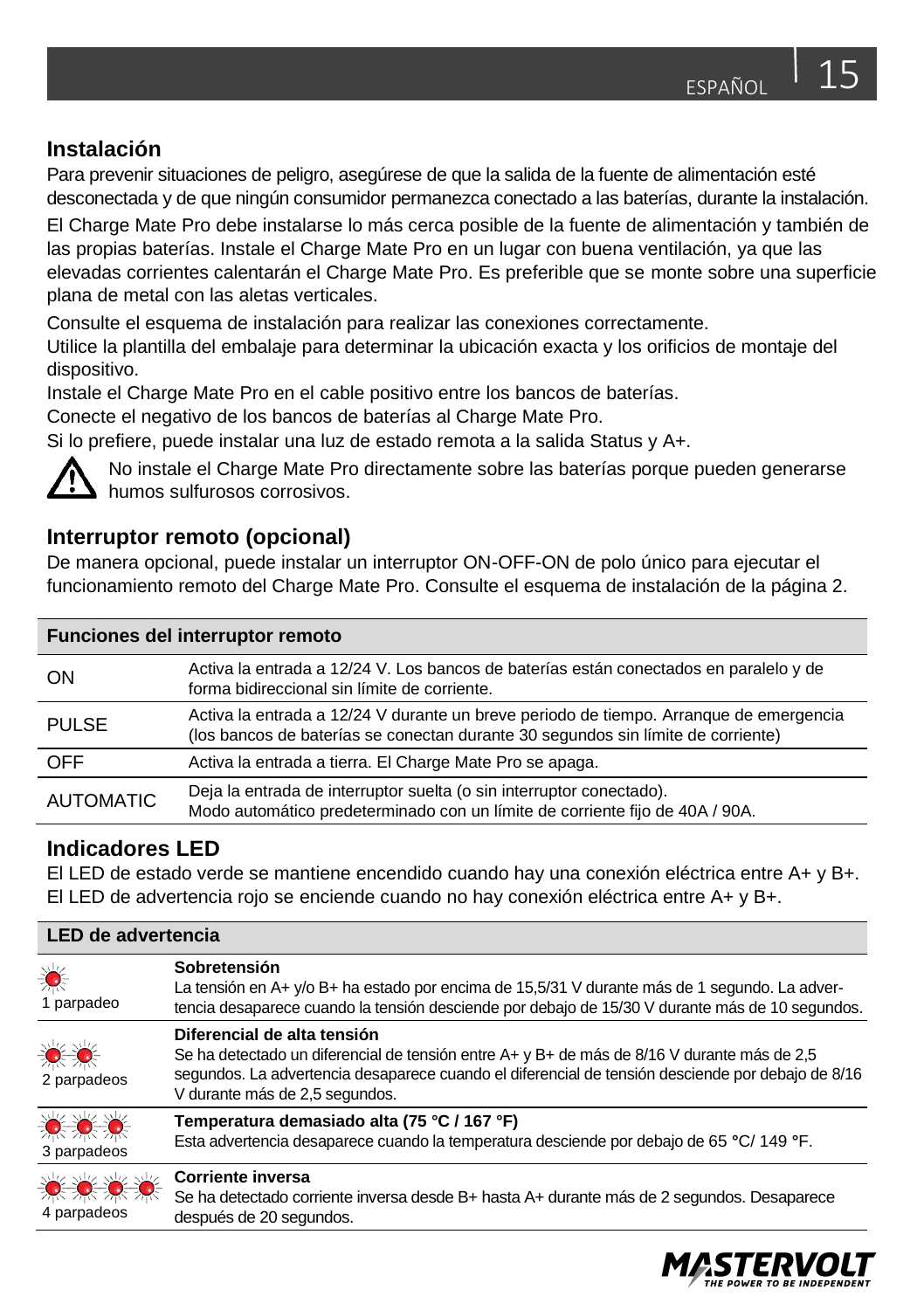## Instalación

Para prevenir situaciones de peligro, asegúrese de que la salida de la fuente de alimentación esté desconectada y de que ningún consumidor permanezca conectado a las baterías, durante la instalación.

El Charge Mate Pro debe instalarse lo más cerca posible de la fuente de alimentación y también de las propias baterías. Instale el Charge Mate Pro en un lugar con buena ventilación, ya que las elevadas corrientes calentarán el Charge Mate Pro. Es preferible que se monte sobre una superficie plana de metal con las aletas verticales.

Consulte el esquema de instalación para realizar las conexiones correctamente.
Utilice la plantilla del embalaje para determinar la ubicación exacta y los orificios de montaje del dispositivo.
Instale el Charge Mate Pro en el cable positivo entre los bancos de baterías.
Conecte el negativo de los bancos de baterías al Charge Mate Pro.
Si lo prefiere, puede instalar una luz de estado remota a la salida Status y A+.

⚠ No instale el Charge Mate Pro directamente sobre las baterías porque pueden generarse humos sulfurosos corrosivos.

## Interruptor remoto (opcional)

De manera opcional, puede instalar un interruptor ON-OFF-ON de polo único para ejecutar el funcionamiento remoto del Charge Mate Pro. Consulte el esquema de instalación de la página 2.

| **Funciones del interruptor remoto** | |
|---|---|
| ON | Activa la entrada a 12/24 V. Los bancos de baterías están conectados en paralelo y de forma bidireccional sin límite de corriente. |
| PULSE | Activa la entrada a 12/24 V durante un breve periodo de tiempo. Arranque de emergencia (los bancos de baterías se conectan durante 30 segundos sin límite de corriente) |
| OFF | Activa la entrada a tierra. El Charge Mate Pro se apaga. |
| AUTOMATIC | Deja la entrada de interruptor suelta (o sin interruptor conectado). Modo automático predeterminado con un límite de corriente fijo de 40A / 90A. |

## Indicadores LED

El LED de estado verde se mantiene encendido cuando hay una conexión eléctrica entre A+ y B+.
El LED de advertencia rojo se enciende cuando no hay conexión eléctrica entre A+ y B+.

| **LED de advertencia** | |
|---|---|
| 1 parpadeo | **Sobretensión**<br>La tensión en A+ y/o B+ ha estado por encima de 15,5/31 V durante más de 1 segundo. La advertencia desaparece cuando la tensión desciende por debajo de 15/30 V durante más de 10 segundos. |
| 2 parpadeos | **Diferencial de alta tensión**<br>Se ha detectado un diferencial de tensión entre A+ y B+ de más de 8/16 V durante más de 2,5 segundos. La advertencia desaparece cuando el diferencial de tensión desciende por debajo de 8/16 V durante más de 2,5 segundos. |
| 3 parpadeos | **Temperatura demasiado alta (75 °C / 167 °F)**<br>Esta advertencia desaparece cuando la temperatura desciende por debajo de 65 °C/ 149 °F. |
| 4 parpadeos | **Corriente inversa**<br>Se ha detectado corriente inversa desde B+ hasta A+ durante más de 2 segundos. Desaparece después de 20 segundos. |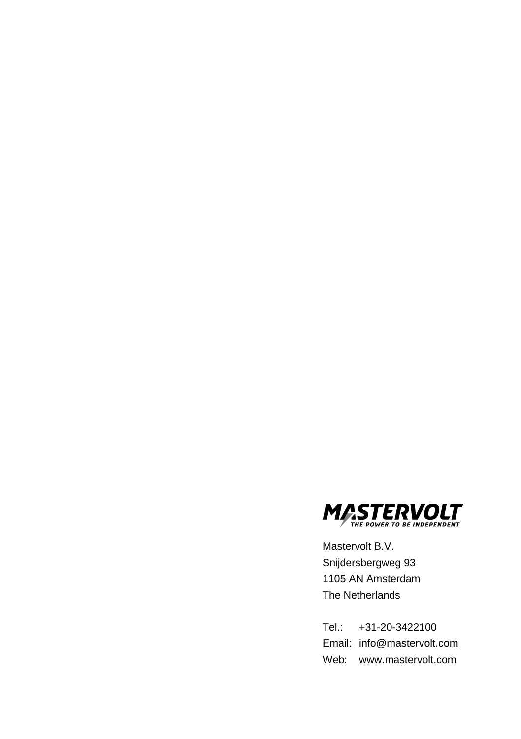MASTERVOLT
THE POWER TO BE INDEPENDENT

Mastervolt B.V.
Snijdersbergweg 93
1105 AN Amsterdam
The Netherlands

| | |
|---|---|
| Tel.: | +31-20-3422100 |
| Email: | info@mastervolt.com |
| Web: | www.mastervolt.com |